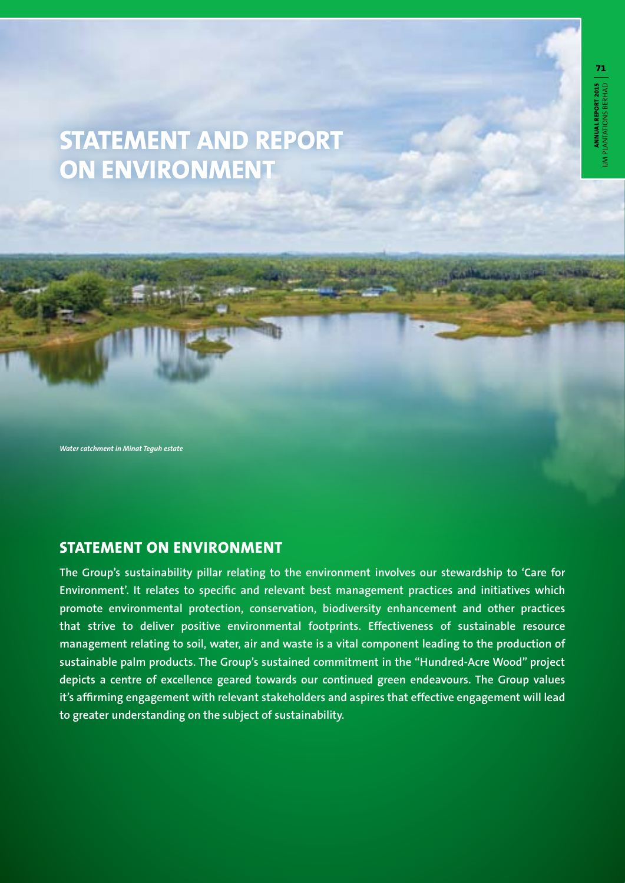# STATEMENT AND REPORT ON ENVIRONMENT

*Water catchment in Minat Teguh estate*

## STATEMENT ON ENVIRONMENT

**The Group's sustainability pillar relating to the environment involves our stewardship to 'Care for Environment'. It relates to specific and relevant best management practices and initiatives which promote environmental protection, conservation, biodiversity enhancement and other practices that strive to deliver positive environmental footprints. Effectiveness of sustainable resource management relating to soil, water, air and waste is a vital component leading to the production of sustainable palm products. The Group's sustained commitment in the "Hundred-Acre Wood" project depicts a centre of excellence geared towards our continued green endeavours. The Group values it's affirming engagement with relevant stakeholders and aspires that effective engagement will lead to greater understanding on the subject of sustainability.**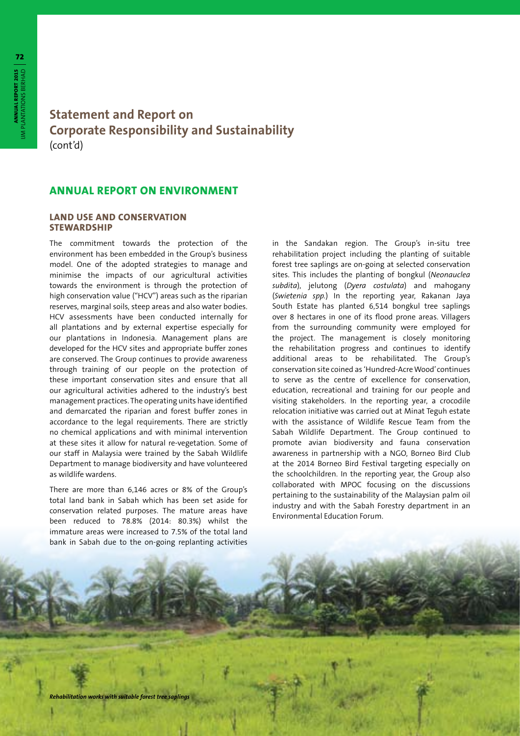# Statement and Report on Corporate Responsibility and Sustainability
(cont'd)

## ANNUAL REPORT ON ENVIRONMENT

### LAND USE AND CONSERVATION STEWARDSHIP

The commitment towards the protection of the environment has been embedded in the Group's business model. One of the adopted strategies to manage and minimise the impacts of our agricultural activities towards the environment is through the protection of high conservation value ("HCV") areas such as the riparian reserves, marginal soils, steep areas and also water bodies. HCV assessments have been conducted internally for all plantations and by external expertise especially for our plantations in Indonesia. Management plans are developed for the HCV sites and appropriate buffer zones are conserved. The Group continues to provide awareness through training of our people on the protection of these important conservation sites and ensure that all our agricultural activities adhered to the industry's best management practices. The operating units have identified and demarcated the riparian and forest buffer zones in accordance to the legal requirements. There are strictly no chemical applications and with minimal intervention at these sites it allow for natural re-vegetation. Some of our staff in Malaysia were trained by the Sabah Wildlife Department to manage biodiversity and have volunteered as wildlife wardens.

There are more than 6,146 acres or 8% of the Group's total land bank in Sabah which has been set aside for conservation related purposes. The mature areas have been reduced to 78.8% (2014: 80.3%) whilst the immature areas were increased to 7.5% of the total land bank in Sabah due to the on-going replanting activities in the Sandakan region. The Group's in-situ tree rehabilitation project including the planting of suitable forest tree saplings are on-going at selected conservation sites. This includes the planting of bongkul (*Neonauclea subdita*), jelutong (*Dyera costulata*) and mahogany (*Swietenia spp.*) In the reporting year, Rakanan Jaya South Estate has planted 6,514 bongkul tree saplings over 8 hectares in one of its flood prone areas. Villagers from the surrounding community were employed for the project. The management is closely monitoring the rehabilitation progress and continues to identify additional areas to be rehabilitated. The Group's conservation site coined as 'Hundred-Acre Wood' continues to serve as the centre of excellence for conservation, education, recreational and training for our people and visiting stakeholders. In the reporting year, a crocodile relocation initiative was carried out at Minat Teguh estate with the assistance of Wildlife Rescue Team from the Sabah Wildlife Department. The Group continued to promote avian biodiversity and fauna conservation awareness in partnership with a NGO, Borneo Bird Club at the 2014 Borneo Bird Festival targeting especially on the schoolchildren. In the reporting year, the Group also collaborated with MPOC focusing on the discussions pertaining to the sustainability of the Malaysian palm oil industry and with the Sabah Forestry department in an Environmental Education Forum.

*Rehabilitation works with suitable forest tree saplings*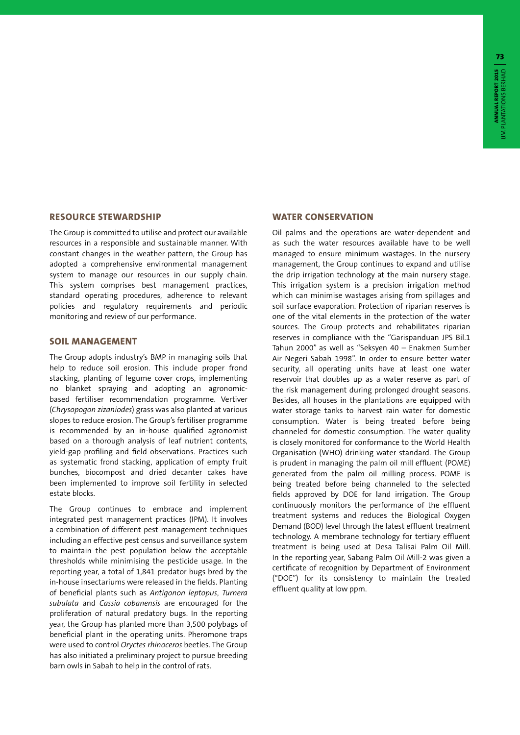## RESOURCE STEWARDSHIP

The Group is committed to utilise and protect our available resources in a responsible and sustainable manner. With constant changes in the weather pattern, the Group has adopted a comprehensive environmental management system to manage our resources in our supply chain. This system comprises best management practices, standard operating procedures, adherence to relevant policies and regulatory requirements and periodic monitoring and review of our performance.

## SOIL MANAGEMENT

The Group adopts industry's BMP in managing soils that help to reduce soil erosion. This include proper frond stacking, planting of legume cover crops, implementing no blanket spraying and adopting an agronomic-based fertiliser recommendation programme. Vertiver (*Chrysopogon zizaniodes*) grass was also planted at various slopes to reduce erosion. The Group's fertiliser programme is recommended by an in-house qualified agronomist based on a thorough analysis of leaf nutrient contents, yield-gap profiling and field observations. Practices such as systematic frond stacking, application of empty fruit bunches, biocompost and dried decanter cakes have been implemented to improve soil fertility in selected estate blocks.

The Group continues to embrace and implement integrated pest management practices (IPM). It involves a combination of different pest management techniques including an effective pest census and surveillance system to maintain the pest population below the acceptable thresholds while minimising the pesticide usage. In the reporting year, a total of 1,841 predator bugs bred by the in-house insectariums were released in the fields. Planting of beneficial plants such as *Antigonon leptopus*, *Turnera subulata* and *Cassia cobanensis* are encouraged for the proliferation of natural predatory bugs. In the reporting year, the Group has planted more than 3,500 polybags of beneficial plant in the operating units. Pheromone traps were used to control *Oryctes rhinoceros* beetles. The Group has also initiated a preliminary project to pursue breeding barn owls in Sabah to help in the control of rats.

## WATER CONSERVATION

Oil palms and the operations are water-dependent and as such the water resources available have to be well managed to ensure minimum wastages. In the nursery management, the Group continues to expand and utilise the drip irrigation technology at the main nursery stage. This irrigation system is a precision irrigation method which can minimise wastages arising from spillages and soil surface evaporation. Protection of riparian reserves is one of the vital elements in the protection of the water sources. The Group protects and rehabilitates riparian reserves in compliance with the "Garispanduan JPS Bil.1 Tahun 2000" as well as "Seksyen 40 – Enakmen Sumber Air Negeri Sabah 1998". In order to ensure better water security, all operating units have at least one water reservoir that doubles up as a water reserve as part of the risk management during prolonged drought seasons. Besides, all houses in the plantations are equipped with water storage tanks to harvest rain water for domestic consumption. Water is being treated before being channeled for domestic consumption. The water quality is closely monitored for conformance to the World Health Organisation (WHO) drinking water standard. The Group is prudent in managing the palm oil mill effluent (POME) generated from the palm oil milling process. POME is being treated before being channeled to the selected fields approved by DOE for land irrigation. The Group continuously monitors the performance of the effluent treatment systems and reduces the Biological Oxygen Demand (BOD) level through the latest effluent treatment technology. A membrane technology for tertiary effluent treatment is being used at Desa Talisai Palm Oil Mill. In the reporting year, Sabang Palm Oil Mill-2 was given a certificate of recognition by Department of Environment ("DOE") for its consistency to maintain the treated effluent quality at low ppm.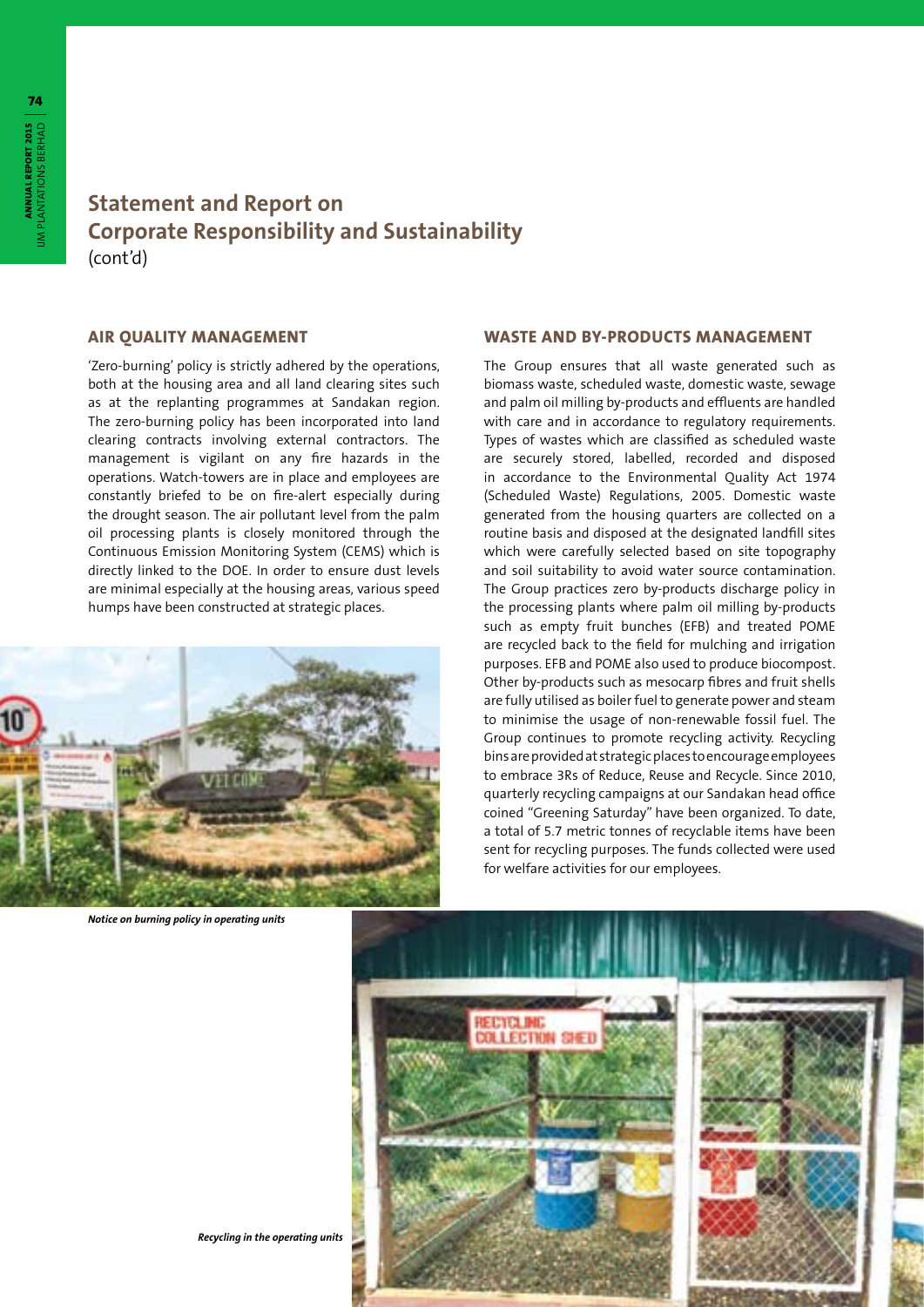# Statement and Report on Corporate Responsibility and Sustainability

(cont'd)

## AIR QUALITY MANAGEMENT

'Zero-burning' policy is strictly adhered by the operations, both at the housing area and all land clearing sites such as at the replanting programmes at Sandakan region. The zero-burning policy has been incorporated into land clearing contracts involving external contractors. The management is vigilant on any fire hazards in the operations. Watch-towers are in place and employees are constantly briefed to be on fire-alert especially during the drought season. The air pollutant level from the palm oil processing plants is closely monitored through the Continuous Emission Monitoring System (CEMS) which is directly linked to the DOE. In order to ensure dust levels are minimal especially at the housing areas, various speed humps have been constructed at strategic places.

*Notice on burning policy in operating units*

## WASTE AND BY-PRODUCTS MANAGEMENT

The Group ensures that all waste generated such as biomass waste, scheduled waste, domestic waste, sewage and palm oil milling by-products and effluents are handled with care and in accordance to regulatory requirements. Types of wastes which are classified as scheduled waste are securely stored, labelled, recorded and disposed in accordance to the Environmental Quality Act 1974 (Scheduled Waste) Regulations, 2005. Domestic waste generated from the housing quarters are collected on a routine basis and disposed at the designated landfill sites which were carefully selected based on site topography and soil suitability to avoid water source contamination. The Group practices zero by-products discharge policy in the processing plants where palm oil milling by-products such as empty fruit bunches (EFB) and treated POME are recycled back to the field for mulching and irrigation purposes. EFB and POME also used to produce biocompost. Other by-products such as mesocarp fibres and fruit shells are fully utilised as boiler fuel to generate power and steam to minimise the usage of non-renewable fossil fuel. The Group continues to promote recycling activity. Recycling bins are provided at strategic places to encourage employees to embrace 3Rs of Reduce, Reuse and Recycle. Since 2010, quarterly recycling campaigns at our Sandakan head office coined "Greening Saturday" have been organized. To date, a total of 5.7 metric tonnes of recyclable items have been sent for recycling purposes. The funds collected were used for welfare activities for our employees.

*Recycling in the operating units*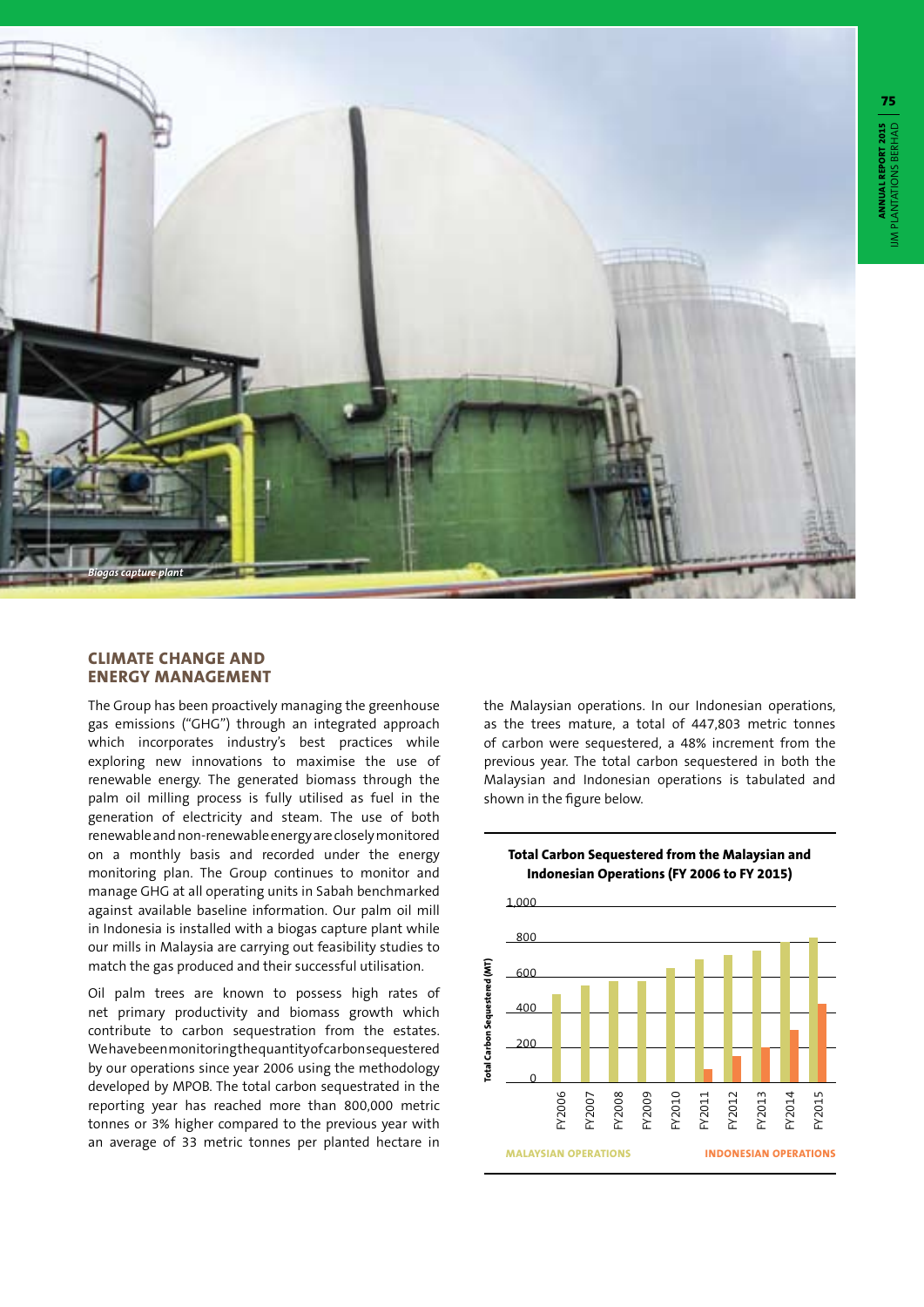*Biogas capture plant*

## CLIMATE CHANGE AND ENERGY MANAGEMENT

The Group has been proactively managing the greenhouse gas emissions ("GHG") through an integrated approach which incorporates industry's best practices while exploring new innovations to maximise the use of renewable energy. The generated biomass through the palm oil milling process is fully utilised as fuel in the generation of electricity and steam. The use of both renewable and non-renewable energy are closely monitored on a monthly basis and recorded under the energy monitoring plan. The Group continues to monitor and manage GHG at all operating units in Sabah benchmarked against available baseline information. Our palm oil mill in Indonesia is installed with a biogas capture plant while our mills in Malaysia are carrying out feasibility studies to match the gas produced and their successful utilisation.

Oil palm trees are known to possess high rates of net primary productivity and biomass growth which contribute to carbon sequestration from the estates. We have been monitoring the quantity of carbon sequestered by our operations since year 2006 using the methodology developed by MPOB. The total carbon sequestrated in the reporting year has reached more than 800,000 metric tonnes or 3% higher compared to the previous year with an average of 33 metric tonnes per planted hectare in the Malaysian operations. In our Indonesian operations, as the trees mature, a total of 447,803 metric tonnes of carbon were sequestered, a 48% increment from the previous year. The total carbon sequestered in both the Malaysian and Indonesian operations is tabulated and shown in the figure below.

**Total Carbon Sequestered from the Malaysian and Indonesian Operations (FY 2006 to FY 2015)**

Total Carbon Sequestered (MT)

1,000
800
600
400
200
0

FY2006
FY2007
FY2008
FY2009
FY2010
FY2011
FY2012
FY2013
FY2014
FY2015

MALAYSIAN OPERATIONS
INDONESIAN OPERATIONS